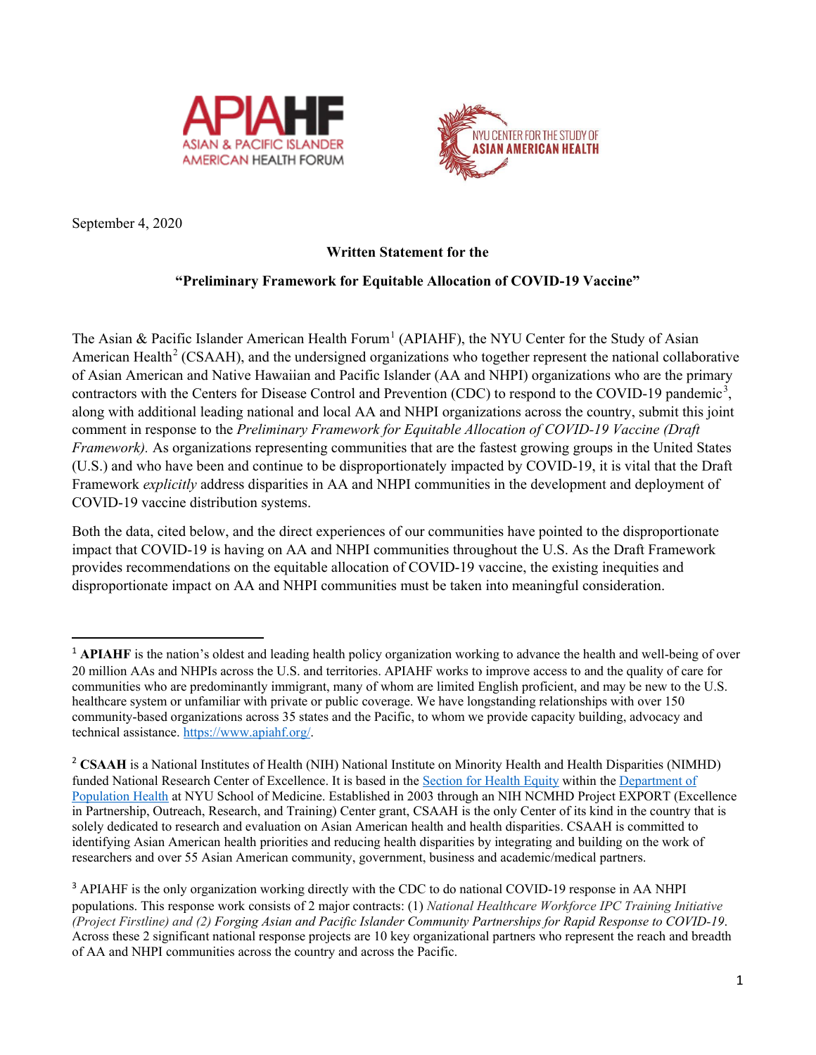September 4, 2020

**Written Statement for the**

**"Preliminary Framework for Equitable Allocation of COVID-19 Vaccine"**

The Asian & Pacific Islander American Health Forum[1] (APIAHF), the NYU Center for the Study of Asian American Health[2] (CSAAH), and the undersigned organizations who together represent the national collaborative of Asian American and Native Hawaiian and Pacific Islander (AA and NHPI) organizations who are the primary contractors with the Centers for Disease Control and Prevention (CDC) to respond to the COVID-19 pandemic[3], along with additional leading national and local AA and NHPI organizations across the country, submit this joint comment in response to the *Preliminary Framework for Equitable Allocation of COVID-19 Vaccine (Draft Framework).* As organizations representing communities that are the fastest growing groups in the United States (U.S.) and who have been and continue to be disproportionately impacted by COVID-19, it is vital that the Draft Framework *explicitly* address disparities in AA and NHPI communities in the development and deployment of COVID-19 vaccine distribution systems.

Both the data, cited below, and the direct experiences of our communities have pointed to the disproportionate impact that COVID-19 is having on AA and NHPI communities throughout the U.S. As the Draft Framework provides recommendations on the equitable allocation of COVID-19 vaccine, the existing inequities and disproportionate impact on AA and NHPI communities must be taken into meaningful consideration.

---

[1] **APIAHF** is the nation's oldest and leading health policy organization working to advance the health and well-being of over 20 million AAs and NHPIs across the U.S. and territories. APIAHF works to improve access to and the quality of care for communities who are predominantly immigrant, many of whom are limited English proficient, and may be new to the U.S. healthcare system or unfamiliar with private or public coverage. We have longstanding relationships with over 150 community-based organizations across 35 states and the Pacific, to whom we provide capacity building, advocacy and technical assistance. https://www.apiahf.org/.

[2] **CSAAH** is a National Institutes of Health (NIH) National Institute on Minority Health and Health Disparities (NIMHD) funded National Research Center of Excellence. It is based in the Section for Health Equity within the Department of Population Health at NYU School of Medicine. Established in 2003 through an NIH NCMHD Project EXPORT (Excellence in Partnership, Outreach, Research, and Training) Center grant, CSAAH is the only Center of its kind in the country that is solely dedicated to research and evaluation on Asian American health and health disparities. CSAAH is committed to identifying Asian American health priorities and reducing health disparities by integrating and building on the work of researchers and over 55 Asian American community, government, business and academic/medical partners.

[3] APIAHF is the only organization working directly with the CDC to do national COVID-19 response in AA NHPI populations. This response work consists of 2 major contracts: (1) *National Healthcare Workforce IPC Training Initiative (Project Firstline) and (2) Forging Asian and Pacific Islander Community Partnerships for Rapid Response to COVID-19*. Across these 2 significant national response projects are 10 key organizational partners who represent the reach and breadth of AA and NHPI communities across the country and across the Pacific.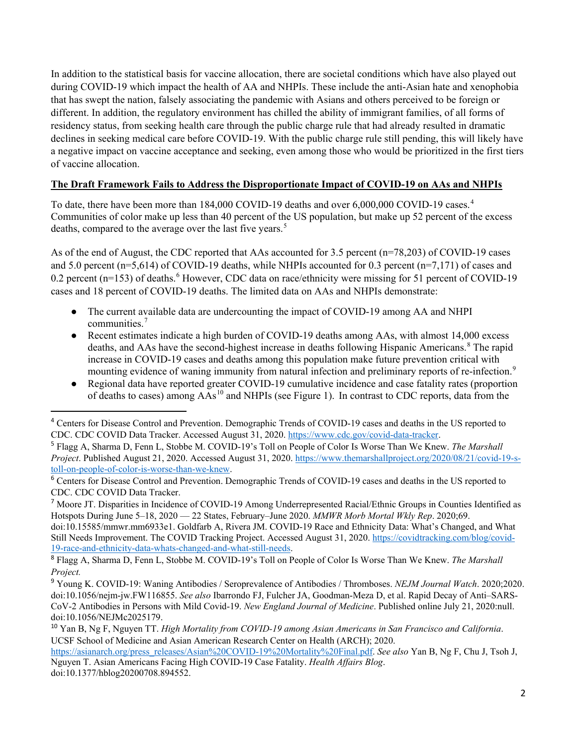In addition to the statistical basis for vaccine allocation, there are societal conditions which have also played out during COVID-19 which impact the health of AA and NHPIs. These include the anti-Asian hate and xenophobia that has swept the nation, falsely associating the pandemic with Asians and others perceived to be foreign or different. In addition, the regulatory environment has chilled the ability of immigrant families, of all forms of residency status, from seeking health care through the public charge rule that had already resulted in dramatic declines in seeking medical care before COVID-19. With the public charge rule still pending, this will likely have a negative impact on vaccine acceptance and seeking, even among those who would be prioritized in the first tiers of vaccine allocation.

**<u>The Draft Framework Fails to Address the Disproportionate Impact of COVID-19 on AAs and NHPIs</u>**

To date, there have been more than 184,000 COVID-19 deaths and over 6,000,000 COVID-19 cases.[4] Communities of color make up less than 40 percent of the US population, but make up 52 percent of the excess deaths, compared to the average over the last five years.[5]

As of the end of August, the CDC reported that AAs accounted for 3.5 percent (n=78,203) of COVID-19 cases and 5.0 percent (n=5,614) of COVID-19 deaths, while NHPIs accounted for 0.3 percent (n=7,171) of cases and 0.2 percent (n=153) of deaths.[6] However, CDC data on race/ethnicity were missing for 51 percent of COVID-19 cases and 18 percent of COVID-19 deaths. The limited data on AAs and NHPIs demonstrate:

- The current available data are undercounting the impact of COVID-19 among AA and NHPI communities.[7]
- Recent estimates indicate a high burden of COVID-19 deaths among AAs, with almost 14,000 excess deaths, and AAs have the second-highest increase in deaths following Hispanic Americans.[8] The rapid increase in COVID-19 cases and deaths among this population make future prevention critical with mounting evidence of waning immunity from natural infection and preliminary reports of re-infection.[9]
- Regional data have reported greater COVID-19 cumulative incidence and case fatality rates (proportion of deaths to cases) among AAs[10] and NHPIs (see Figure 1). In contrast to CDC reports, data from the

---

[4] Centers for Disease Control and Prevention. Demographic Trends of COVID-19 cases and deaths in the US reported to CDC. CDC COVID Data Tracker. Accessed August 31, 2020. https://www.cdc.gov/covid-data-tracker.

[5] Flagg A, Sharma D, Fenn L, Stobbe M. COVID-19's Toll on People of Color Is Worse Than We Knew. *The Marshall Project*. Published August 21, 2020. Accessed August 31, 2020. https://www.themarshallproject.org/2020/08/21/covid-19-s-toll-on-people-of-color-is-worse-than-we-knew.

[6] Centers for Disease Control and Prevention. Demographic Trends of COVID-19 cases and deaths in the US reported to CDC. CDC COVID Data Tracker.

[7] Moore JT. Disparities in Incidence of COVID-19 Among Underrepresented Racial/Ethnic Groups in Counties Identified as Hotspots During June 5–18, 2020 — 22 States, February–June 2020. *MMWR Morb Mortal Wkly Rep*. 2020;69. doi:10.15585/mmwr.mm6933e1. Goldfarb A, Rivera JM. COVID-19 Race and Ethnicity Data: What's Changed, and What Still Needs Improvement. The COVID Tracking Project. Accessed August 31, 2020. https://covidtracking.com/blog/covid-19-race-and-ethnicity-data-whats-changed-and-what-still-needs.

[8] Flagg A, Sharma D, Fenn L, Stobbe M. COVID-19's Toll on People of Color Is Worse Than We Knew. *The Marshall Project.*

[9] Young K. COVID-19: Waning Antibodies / Seroprevalence of Antibodies / Thromboses. *NEJM Journal Watch*. 2020;2020. doi:10.1056/nejm-jw.FW116855. *See also* Ibarrondo FJ, Fulcher JA, Goodman-Meza D, et al. Rapid Decay of Anti–SARS-CoV-2 Antibodies in Persons with Mild Covid-19. *New England Journal of Medicine*. Published online July 21, 2020:null. doi:10.1056/NEJMc2025179.

[10] Yan B, Ng F, Nguyen TT. *High Mortality from COVID-19 among Asian Americans in San Francisco and California*. UCSF School of Medicine and Asian American Research Center on Health (ARCH); 2020. https://asianarch.org/press_releases/Asian%20COVID-19%20Mortality%20Final.pdf. *See also* Yan B, Ng F, Chu J, Tsoh J, Nguyen T. Asian Americans Facing High COVID-19 Case Fatality. *Health Affairs Blog*. doi:10.1377/hblog20200708.894552.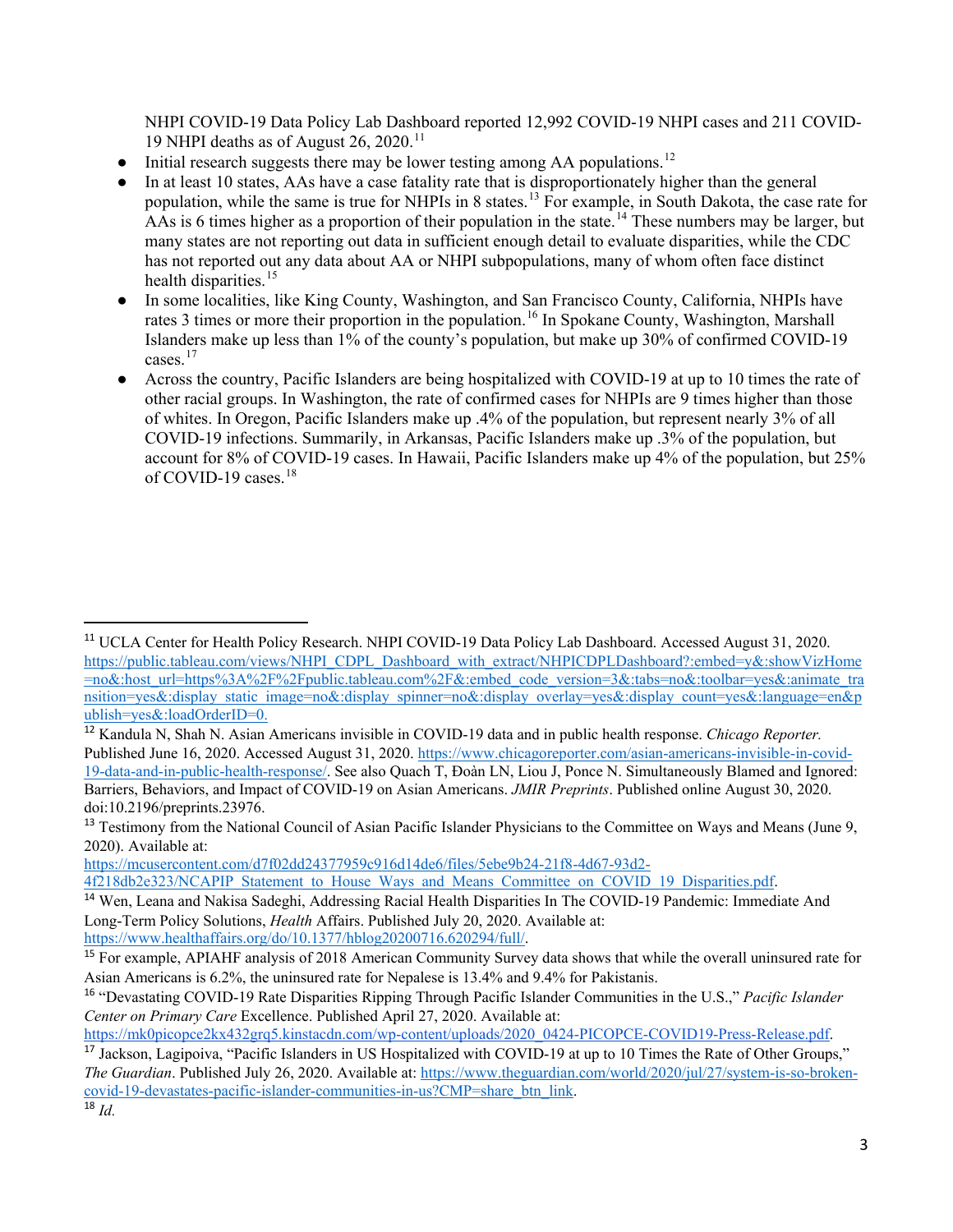NHPI COVID-19 Data Policy Lab Dashboard reported 12,992 COVID-19 NHPI cases and 211 COVID-19 NHPI deaths as of August 26, 2020.[11]

- Initial research suggests there may be lower testing among AA populations.[12]
- In at least 10 states, AAs have a case fatality rate that is disproportionately higher than the general population, while the same is true for NHPIs in 8 states.[13] For example, in South Dakota, the case rate for AAs is 6 times higher as a proportion of their population in the state.[14] These numbers may be larger, but many states are not reporting out data in sufficient enough detail to evaluate disparities, while the CDC has not reported out any data about AA or NHPI subpopulations, many of whom often face distinct health disparities.[15]
- In some localities, like King County, Washington, and San Francisco County, California, NHPIs have rates 3 times or more their proportion in the population.[16] In Spokane County, Washington, Marshall Islanders make up less than 1% of the county's population, but make up 30% of confirmed COVID-19 cases.[17]
- Across the country, Pacific Islanders are being hospitalized with COVID-19 at up to 10 times the rate of other racial groups. In Washington, the rate of confirmed cases for NHPIs are 9 times higher than those of whites. In Oregon, Pacific Islanders make up .4% of the population, but represent nearly 3% of all COVID-19 infections. Summarily, in Arkansas, Pacific Islanders make up .3% of the population, but account for 8% of COVID-19 cases. In Hawaii, Pacific Islanders make up 4% of the population, but 25% of COVID-19 cases.[18]

---

[11] UCLA Center for Health Policy Research. NHPI COVID-19 Data Policy Lab Dashboard. Accessed August 31, 2020. https://public.tableau.com/views/NHPI_CDPL_Dashboard_with_extract/NHPICDPLDashboard?:embed=y&:showVizHome=no&:host_url=https%3A%2F%2Fpublic.tableau.com%2F&:embed_code_version=3&:tabs=no&:toolbar=yes&:animate_transition=yes&:display_static_image=no&:display_spinner=no&:display_overlay=yes&:display_count=yes&:language=en&publish=yes&:loadOrderID=0.

[12] Kandula N, Shah N. Asian Americans invisible in COVID-19 data and in public health response. *Chicago Reporter.* Published June 16, 2020. Accessed August 31, 2020. https://www.chicagoreporter.com/asian-americans-invisible-in-covid-19-data-and-in-public-health-response/. See also Quach T, Đoàn LN, Liou J, Ponce N. Simultaneously Blamed and Ignored: Barriers, Behaviors, and Impact of COVID-19 on Asian Americans. *JMIR Preprints*. Published online August 30, 2020. doi:10.2196/preprints.23976.

[13] Testimony from the National Council of Asian Pacific Islander Physicians to the Committee on Ways and Means (June 9, 2020). Available at: https://mcusercontent.com/d7f02dd24377959c916d14de6/files/5ebe9b24-21f8-4d67-93d2-4f218db2e323/NCAPIP_Statement_to_House_Ways_and_Means_Committee_on_COVID_19_Disparities.pdf.

[14] Wen, Leana and Nakisa Sadeghi, Addressing Racial Health Disparities In The COVID-19 Pandemic: Immediate And Long-Term Policy Solutions, *Health* Affairs. Published July 20, 2020. Available at: https://www.healthaffairs.org/do/10.1377/hblog20200716.620294/full/.

[15] For example, APIAHF analysis of 2018 American Community Survey data shows that while the overall uninsured rate for Asian Americans is 6.2%, the uninsured rate for Nepalese is 13.4% and 9.4% for Pakistanis.

[16] "Devastating COVID-19 Rate Disparities Ripping Through Pacific Islander Communities in the U.S.," *Pacific Islander Center on Primary Care* Excellence. Published April 27, 2020. Available at: https://mk0picopce2kx432grq5.kinstacdn.com/wp-content/uploads/2020_0424-PICOPCE-COVID19-Press-Release.pdf.

[17] Jackson, Lagipoiva, "Pacific Islanders in US Hospitalized with COVID-19 at up to 10 Times the Rate of Other Groups," *The Guardian*. Published July 26, 2020. Available at: https://www.theguardian.com/world/2020/jul/27/system-is-so-broken-covid-19-devastates-pacific-islander-communities-in-us?CMP=share_btn_link.

[18] *Id.*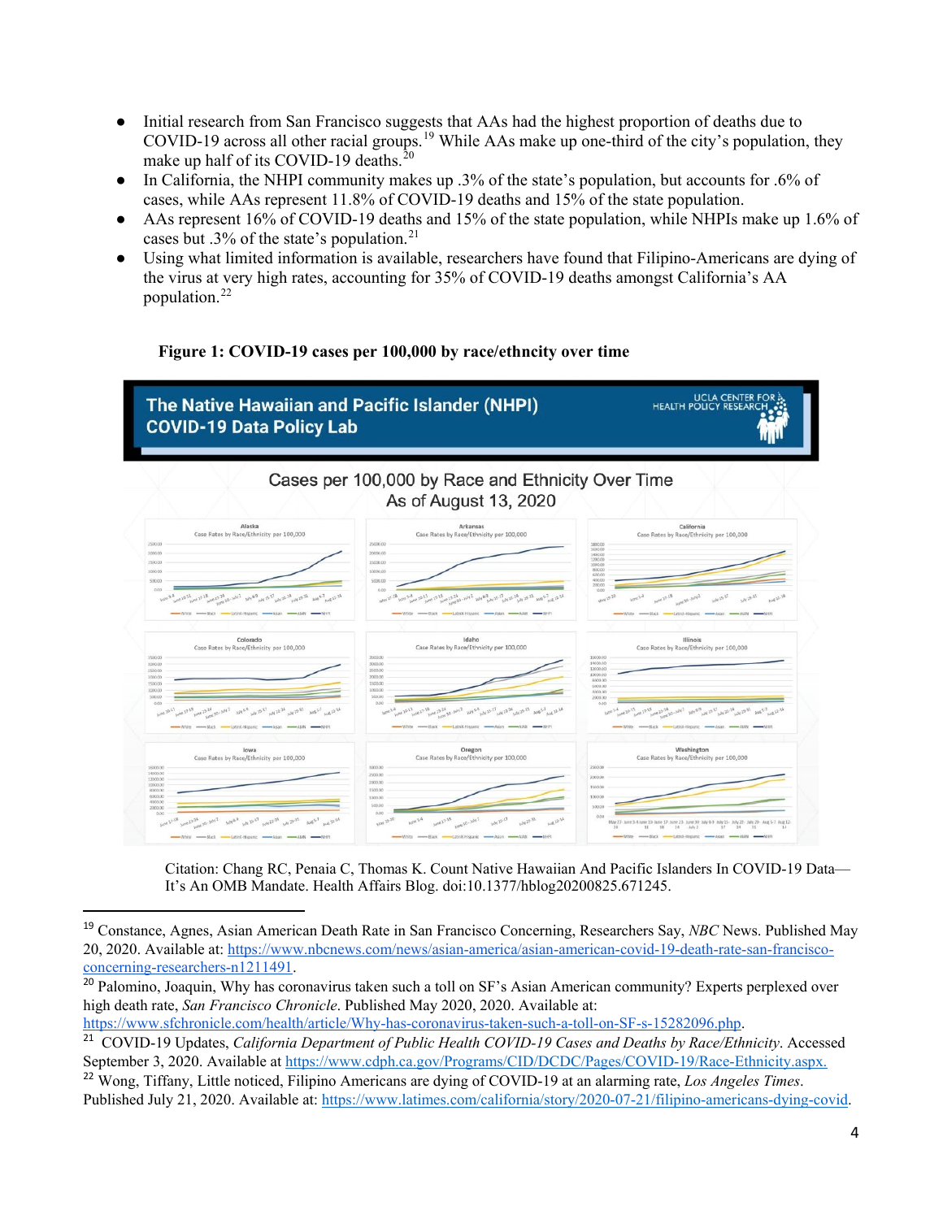- Initial research from San Francisco suggests that AAs had the highest proportion of deaths due to COVID-19 across all other racial groups.[19] While AAs make up one-third of the city's population, they make up half of its COVID-19 deaths.[20]
- In California, the NHPI community makes up .3% of the state's population, but accounts for .6% of cases, while AAs represent 11.8% of COVID-19 deaths and 15% of the state population.
- AAs represent 16% of COVID-19 deaths and 15% of the state population, while NHPIs make up 1.6% of cases but .3% of the state's population.[21]
- Using what limited information is available, researchers have found that Filipino-Americans are dying of the virus at very high rates, accounting for 35% of COVID-19 deaths amongst California's AA population.[22]

**Figure 1: COVID-19 cases per 100,000 by race/ethncity over time**

Citation: Chang RC, Penaia C, Thomas K. Count Native Hawaiian And Pacific Islanders In COVID-19 Data—It's An OMB Mandate. Health Affairs Blog. doi:10.1377/hblog20200825.671245.

---

[19] Constance, Agnes, Asian American Death Rate in San Francisco Concerning, Researchers Say, *NBC* News. Published May 20, 2020. Available at: https://www.nbcnews.com/news/asian-america/asian-american-covid-19-death-rate-san-francisco-concerning-researchers-n1211491.

[20] Palomino, Joaquin, Why has coronavirus taken such a toll on SF's Asian American community? Experts perplexed over high death rate, *San Francisco Chronicle*. Published May 2020, 2020. Available at: https://www.sfchronicle.com/health/article/Why-has-coronavirus-taken-such-a-toll-on-SF-s-15282096.php.

[21] COVID-19 Updates, *California Department of Public Health COVID-19 Cases and Deaths by Race/Ethnicity*. Accessed September 3, 2020. Available at https://www.cdph.ca.gov/Programs/CID/DCDC/Pages/COVID-19/Race-Ethnicity.aspx.

[22] Wong, Tiffany, Little noticed, Filipino Americans are dying of COVID-19 at an alarming rate, *Los Angeles Times*. Published July 21, 2020. Available at: https://www.latimes.com/california/story/2020-07-21/filipino-americans-dying-covid.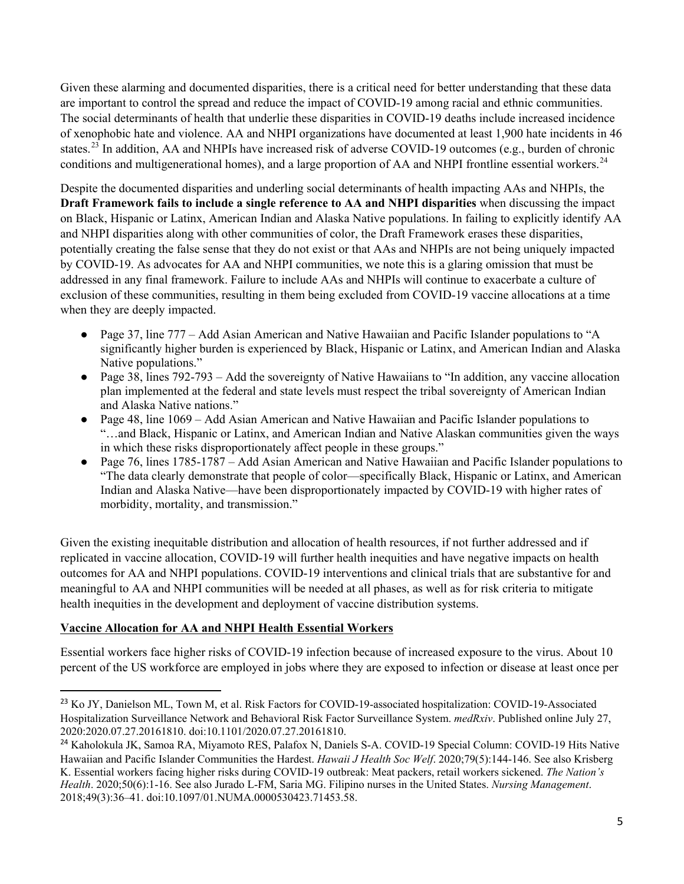Given these alarming and documented disparities, there is a critical need for better understanding that these data are important to control the spread and reduce the impact of COVID-19 among racial and ethnic communities. The social determinants of health that underlie these disparities in COVID-19 deaths include increased incidence of xenophobic hate and violence. AA and NHPI organizations have documented at least 1,900 hate incidents in 46 states.[23] In addition, AA and NHPIs have increased risk of adverse COVID-19 outcomes (e.g., burden of chronic conditions and multigenerational homes), and a large proportion of AA and NHPI frontline essential workers.[24]

Despite the documented disparities and underling social determinants of health impacting AAs and NHPIs, the **Draft Framework fails to include a single reference to AA and NHPI disparities** when discussing the impact on Black, Hispanic or Latinx, American Indian and Alaska Native populations. In failing to explicitly identify AA and NHPI disparities along with other communities of color, the Draft Framework erases these disparities, potentially creating the false sense that they do not exist or that AAs and NHPIs are not being uniquely impacted by COVID-19. As advocates for AA and NHPI communities, we note this is a glaring omission that must be addressed in any final framework. Failure to include AAs and NHPIs will continue to exacerbate a culture of exclusion of these communities, resulting in them being excluded from COVID-19 vaccine allocations at a time when they are deeply impacted.

- Page 37, line 777 – Add Asian American and Native Hawaiian and Pacific Islander populations to "A significantly higher burden is experienced by Black, Hispanic or Latinx, and American Indian and Alaska Native populations."
- Page 38, lines 792-793 – Add the sovereignty of Native Hawaiians to "In addition, any vaccine allocation plan implemented at the federal and state levels must respect the tribal sovereignty of American Indian and Alaska Native nations."
- Page 48, line 1069 – Add Asian American and Native Hawaiian and Pacific Islander populations to "…and Black, Hispanic or Latinx, and American Indian and Native Alaskan communities given the ways in which these risks disproportionately affect people in these groups."
- Page 76, lines 1785-1787 – Add Asian American and Native Hawaiian and Pacific Islander populations to "The data clearly demonstrate that people of color—specifically Black, Hispanic or Latinx, and American Indian and Alaska Native—have been disproportionately impacted by COVID-19 with higher rates of morbidity, mortality, and transmission."

Given the existing inequitable distribution and allocation of health resources, if not further addressed and if replicated in vaccine allocation, COVID-19 will further health inequities and have negative impacts on health outcomes for AA and NHPI populations. COVID-19 interventions and clinical trials that are substantive for and meaningful to AA and NHPI communities will be needed at all phases, as well as for risk criteria to mitigate health inequities in the development and deployment of vaccine distribution systems.

**<u>Vaccine Allocation for AA and NHPI Health Essential Workers</u>**

Essential workers face higher risks of COVID-19 infection because of increased exposure to the virus. About 10 percent of the US workforce are employed in jobs where they are exposed to infection or disease at least once per

---

[23] Ko JY, Danielson ML, Town M, et al. Risk Factors for COVID-19-associated hospitalization: COVID-19-Associated Hospitalization Surveillance Network and Behavioral Risk Factor Surveillance System. *medRxiv*. Published online July 27, 2020:2020.07.27.20161810. doi:10.1101/2020.07.27.20161810.

[24] Kaholokula JK, Samoa RA, Miyamoto RES, Palafox N, Daniels S-A. COVID-19 Special Column: COVID-19 Hits Native Hawaiian and Pacific Islander Communities the Hardest. *Hawaii J Health Soc Welf*. 2020;79(5):144-146. See also Krisberg K. Essential workers facing higher risks during COVID-19 outbreak: Meat packers, retail workers sickened. *The Nation's Health*. 2020;50(6):1-16. See also Jurado L-FM, Saria MG. Filipino nurses in the United States. *Nursing Management*. 2018;49(3):36–41. doi:10.1097/01.NUMA.0000530423.71453.58.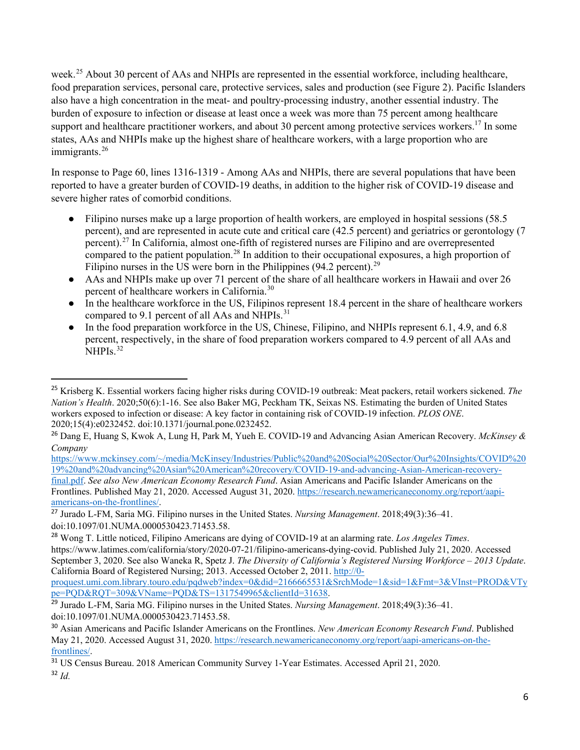week.[25] About 30 percent of AAs and NHPIs are represented in the essential workforce, including healthcare, food preparation services, personal care, protective services, sales and production (see Figure 2). Pacific Islanders also have a high concentration in the meat- and poultry-processing industry, another essential industry. The burden of exposure to infection or disease at least once a week was more than 75 percent among healthcare support and healthcare practitioner workers, and about 30 percent among protective services workers.[17] In some states, AAs and NHPIs make up the highest share of healthcare workers, with a large proportion who are immigrants.[26]

In response to Page 60, lines 1316-1319 - Among AAs and NHPIs, there are several populations that have been reported to have a greater burden of COVID-19 deaths, in addition to the higher risk of COVID-19 disease and severe higher rates of comorbid conditions.

- Filipino nurses make up a large proportion of health workers, are employed in hospital sessions (58.5 percent), and are represented in acute cute and critical care (42.5 percent) and geriatrics or gerontology (7 percent).[27] In California, almost one-fifth of registered nurses are Filipino and are overrepresented compared to the patient population.[28] In addition to their occupational exposures, a high proportion of Filipino nurses in the US were born in the Philippines (94.2 percent).[29]
- AAs and NHPIs make up over 71 percent of the share of all healthcare workers in Hawaii and over 26 percent of healthcare workers in California.[30]
- In the healthcare workforce in the US, Filipinos represent 18.4 percent in the share of healthcare workers compared to 9.1 percent of all AAs and NHPIs.[31]
- In the food preparation workforce in the US, Chinese, Filipino, and NHPIs represent 6.1, 4.9, and 6.8 percent, respectively, in the share of food preparation workers compared to 4.9 percent of all AAs and NHPIs.[32]

---

[25] Krisberg K. Essential workers facing higher risks during COVID-19 outbreak: Meat packers, retail workers sickened. *The Nation's Health*. 2020;50(6):1-16. See also Baker MG, Peckham TK, Seixas NS. Estimating the burden of United States workers exposed to infection or disease: A key factor in containing risk of COVID-19 infection. *PLOS ONE*. 2020;15(4):e0232452. doi:10.1371/journal.pone.0232452.

[26] Dang E, Huang S, Kwok A, Lung H, Park M, Yueh E. COVID-19 and Advancing Asian American Recovery. *McKinsey & Company* https://www.mckinsey.com/~/media/McKinsey/Industries/Public%20and%20Social%20Sector/Our%20Insights/COVID%2019%20and%20advancing%20Asian%20American%20recovery/COVID-19-and-advancing-Asian-American-recovery-final.pdf. *See also New American Economy Research Fund*. Asian Americans and Pacific Islander Americans on the Frontlines. Published May 21, 2020. Accessed August 31, 2020. https://research.newamericaneconomy.org/report/aapi-americans-on-the-frontlines/.

[27] Jurado L-FM, Saria MG. Filipino nurses in the United States. *Nursing Management*. 2018;49(3):36–41. doi:10.1097/01.NUMA.0000530423.71453.58.

[28] Wong T. Little noticed, Filipino Americans are dying of COVID-19 at an alarming rate. *Los Angeles Times*. https://www.latimes.com/california/story/2020-07-21/filipino-americans-dying-covid. Published July 21, 2020. Accessed September 3, 2020. See also Waneka R, Spetz J. *The Diversity of California's Registered Nursing Workforce – 2013 Update*. California Board of Registered Nursing; 2013. Accessed October 2, 2011. http://0-proquest.umi.com.library.touro.edu/pqdweb?index=0&did=2166665531&SrchMode=1&sid=1&Fmt=3&VInst=PROD&VType=PQD&RQT=309&VName=PQD&TS=1317549965&clientId=31638.

[29] Jurado L-FM, Saria MG. Filipino nurses in the United States. *Nursing Management*. 2018;49(3):36–41. doi:10.1097/01.NUMA.0000530423.71453.58.

[30] Asian Americans and Pacific Islander Americans on the Frontlines. *New American Economy Research Fund*. Published May 21, 2020. Accessed August 31, 2020. https://research.newamericaneconomy.org/report/aapi-americans-on-the-frontlines/.

[31] US Census Bureau. 2018 American Community Survey 1-Year Estimates. Accessed April 21, 2020.

[32] *Id.*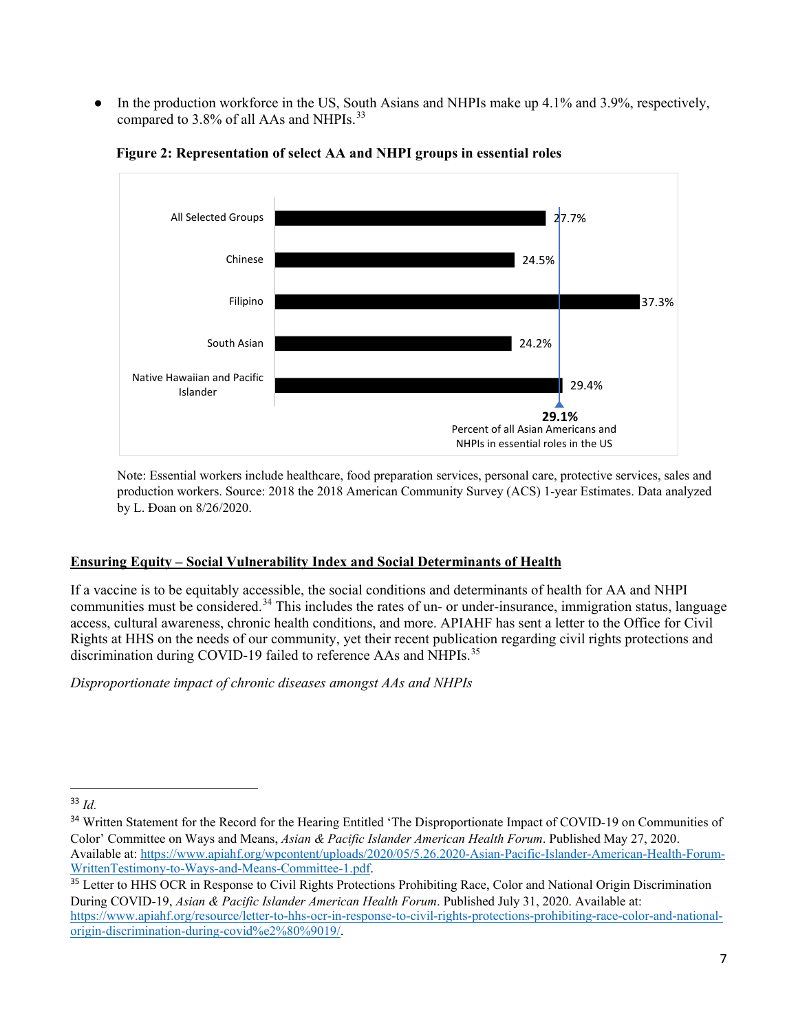- In the production workforce in the US, South Asians and NHPIs make up 4.1% and 3.9%, respectively, compared to 3.8% of all AAs and NHPIs.[33]

**Figure 2: Representation of select AA and NHPI groups in essential roles**

| Group | Percent |
|---|---|
| All Selected Groups | 27.7% |
| Chinese | 24.5% |
| Filipino | 37.3% |
| South Asian | 24.2% |
| Native Hawaiian and Pacific Islander | 29.4% |

**29.1%** Percent of all Asian Americans and NHPIs in essential roles in the US

Note: Essential workers include healthcare, food preparation services, personal care, protective services, sales and production workers. Source: 2018 the 2018 American Community Survey (ACS) 1-year Estimates. Data analyzed by L. Đoan on 8/26/2020.

## Ensuring Equity – Social Vulnerability Index and Social Determinants of Health

If a vaccine is to be equitably accessible, the social conditions and determinants of health for AA and NHPI communities must be considered.[34] This includes the rates of un- or under-insurance, immigration status, language access, cultural awareness, chronic health conditions, and more. APIAHF has sent a letter to the Office for Civil Rights at HHS on the needs of our community, yet their recent publication regarding civil rights protections and discrimination during COVID-19 failed to reference AAs and NHPIs.[35]

*Disproportionate impact of chronic diseases amongst AAs and NHPIs*

---

[33] *Id.*

[34] Written Statement for the Record for the Hearing Entitled 'The Disproportionate Impact of COVID-19 on Communities of Color' Committee on Ways and Means, *Asian & Pacific Islander American Health Forum*. Published May 27, 2020. Available at: https://www.apiahf.org/wpcontent/uploads/2020/05/5.26.2020-Asian-Pacific-Islander-American-Health-Forum-WrittenTestimony-to-Ways-and-Means-Committee-1.pdf.

[35] Letter to HHS OCR in Response to Civil Rights Protections Prohibiting Race, Color and National Origin Discrimination During COVID-19, *Asian & Pacific Islander American Health Forum*. Published July 31, 2020. Available at: https://www.apiahf.org/resource/letter-to-hhs-ocr-in-response-to-civil-rights-protections-prohibiting-race-color-and-national-origin-discrimination-during-covid%e2%80%9019/.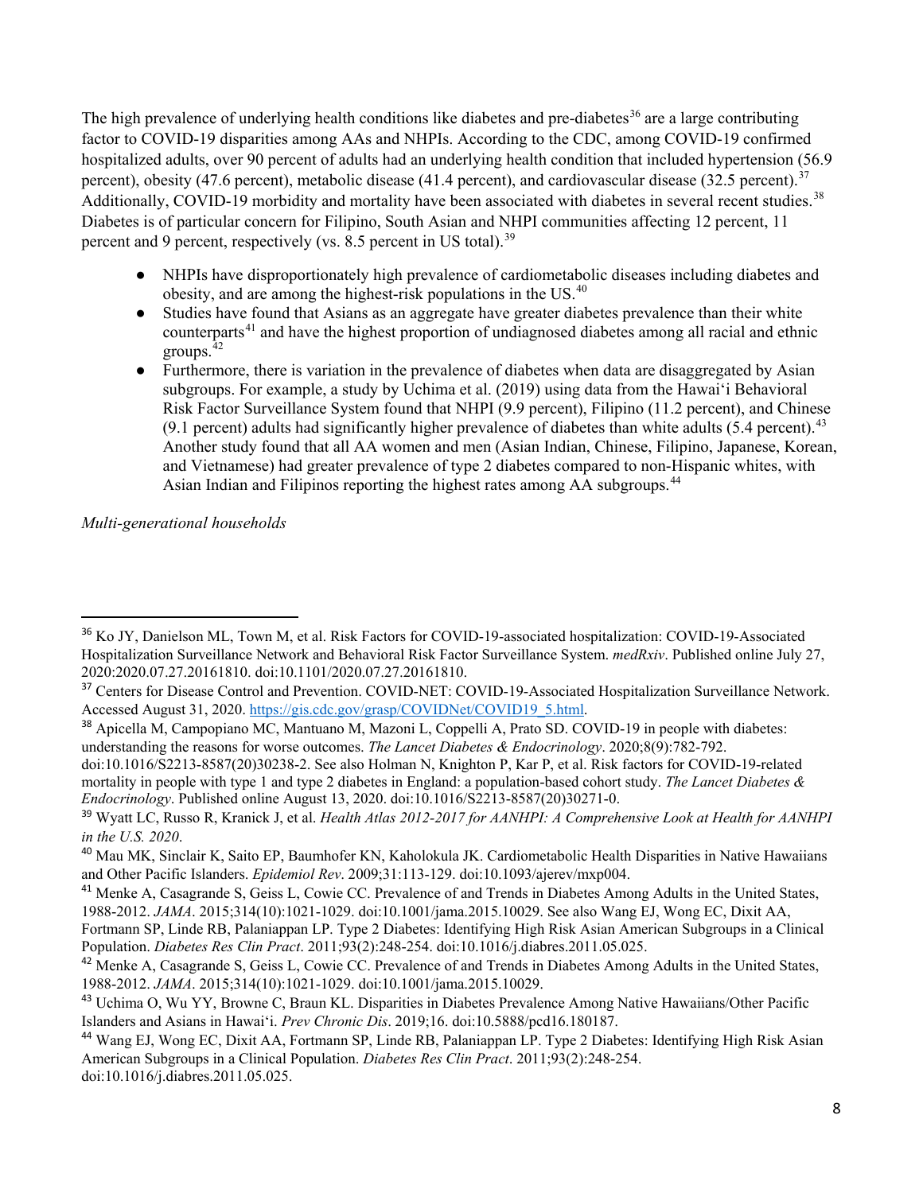The high prevalence of underlying health conditions like diabetes and pre-diabetes[36] are a large contributing factor to COVID-19 disparities among AAs and NHPIs. According to the CDC, among COVID-19 confirmed hospitalized adults, over 90 percent of adults had an underlying health condition that included hypertension (56.9 percent), obesity (47.6 percent), metabolic disease (41.4 percent), and cardiovascular disease (32.5 percent).[37] Additionally, COVID-19 morbidity and mortality have been associated with diabetes in several recent studies.[38] Diabetes is of particular concern for Filipino, South Asian and NHPI communities affecting 12 percent, 11 percent and 9 percent, respectively (vs. 8.5 percent in US total).[39]

- NHPIs have disproportionately high prevalence of cardiometabolic diseases including diabetes and obesity, and are among the highest-risk populations in the US.[40]
- Studies have found that Asians as an aggregate have greater diabetes prevalence than their white counterparts[41] and have the highest proportion of undiagnosed diabetes among all racial and ethnic groups.[42]
- Furthermore, there is variation in the prevalence of diabetes when data are disaggregated by Asian subgroups. For example, a study by Uchima et al. (2019) using data from the Hawaiʻi Behavioral Risk Factor Surveillance System found that NHPI (9.9 percent), Filipino (11.2 percent), and Chinese (9.1 percent) adults had significantly higher prevalence of diabetes than white adults (5.4 percent).[43] Another study found that all AA women and men (Asian Indian, Chinese, Filipino, Japanese, Korean, and Vietnamese) had greater prevalence of type 2 diabetes compared to non-Hispanic whites, with Asian Indian and Filipinos reporting the highest rates among AA subgroups.[44]

*Multi-generational households*

---

[36] Ko JY, Danielson ML, Town M, et al. Risk Factors for COVID-19-associated hospitalization: COVID-19-Associated Hospitalization Surveillance Network and Behavioral Risk Factor Surveillance System. *medRxiv*. Published online July 27, 2020:2020.07.27.20161810. doi:10.1101/2020.07.27.20161810.

[37] Centers for Disease Control and Prevention. COVID-NET: COVID-19-Associated Hospitalization Surveillance Network. Accessed August 31, 2020. https://gis.cdc.gov/grasp/COVIDNet/COVID19_5.html.

[38] Apicella M, Campopiano MC, Mantuano M, Mazoni L, Coppelli A, Prato SD. COVID-19 in people with diabetes: understanding the reasons for worse outcomes. *The Lancet Diabetes & Endocrinology*. 2020;8(9):782-792. doi:10.1016/S2213-8587(20)30238-2. See also Holman N, Knighton P, Kar P, et al. Risk factors for COVID-19-related mortality in people with type 1 and type 2 diabetes in England: a population-based cohort study. *The Lancet Diabetes & Endocrinology*. Published online August 13, 2020. doi:10.1016/S2213-8587(20)30271-0.

[39] Wyatt LC, Russo R, Kranick J, et al. *Health Atlas 2012-2017 for AANHPI: A Comprehensive Look at Health for AANHPI in the U.S. 2020*.

[40] Mau MK, Sinclair K, Saito EP, Baumhofer KN, Kaholokula JK. Cardiometabolic Health Disparities in Native Hawaiians and Other Pacific Islanders. *Epidemiol Rev*. 2009;31:113-129. doi:10.1093/ajerev/mxp004.

[41] Menke A, Casagrande S, Geiss L, Cowie CC. Prevalence of and Trends in Diabetes Among Adults in the United States, 1988-2012. *JAMA*. 2015;314(10):1021-1029. doi:10.1001/jama.2015.10029. See also Wang EJ, Wong EC, Dixit AA, Fortmann SP, Linde RB, Palaniappan LP. Type 2 Diabetes: Identifying High Risk Asian American Subgroups in a Clinical Population. *Diabetes Res Clin Pract*. 2011;93(2):248-254. doi:10.1016/j.diabres.2011.05.025.

[42] Menke A, Casagrande S, Geiss L, Cowie CC. Prevalence of and Trends in Diabetes Among Adults in the United States, 1988-2012. *JAMA*. 2015;314(10):1021-1029. doi:10.1001/jama.2015.10029.

[43] Uchima O, Wu YY, Browne C, Braun KL. Disparities in Diabetes Prevalence Among Native Hawaiians/Other Pacific Islanders and Asians in Hawaiʻi. *Prev Chronic Dis*. 2019;16. doi:10.5888/pcd16.180187.

[44] Wang EJ, Wong EC, Dixit AA, Fortmann SP, Linde RB, Palaniappan LP. Type 2 Diabetes: Identifying High Risk Asian American Subgroups in a Clinical Population. *Diabetes Res Clin Pract*. 2011;93(2):248-254. doi:10.1016/j.diabres.2011.05.025.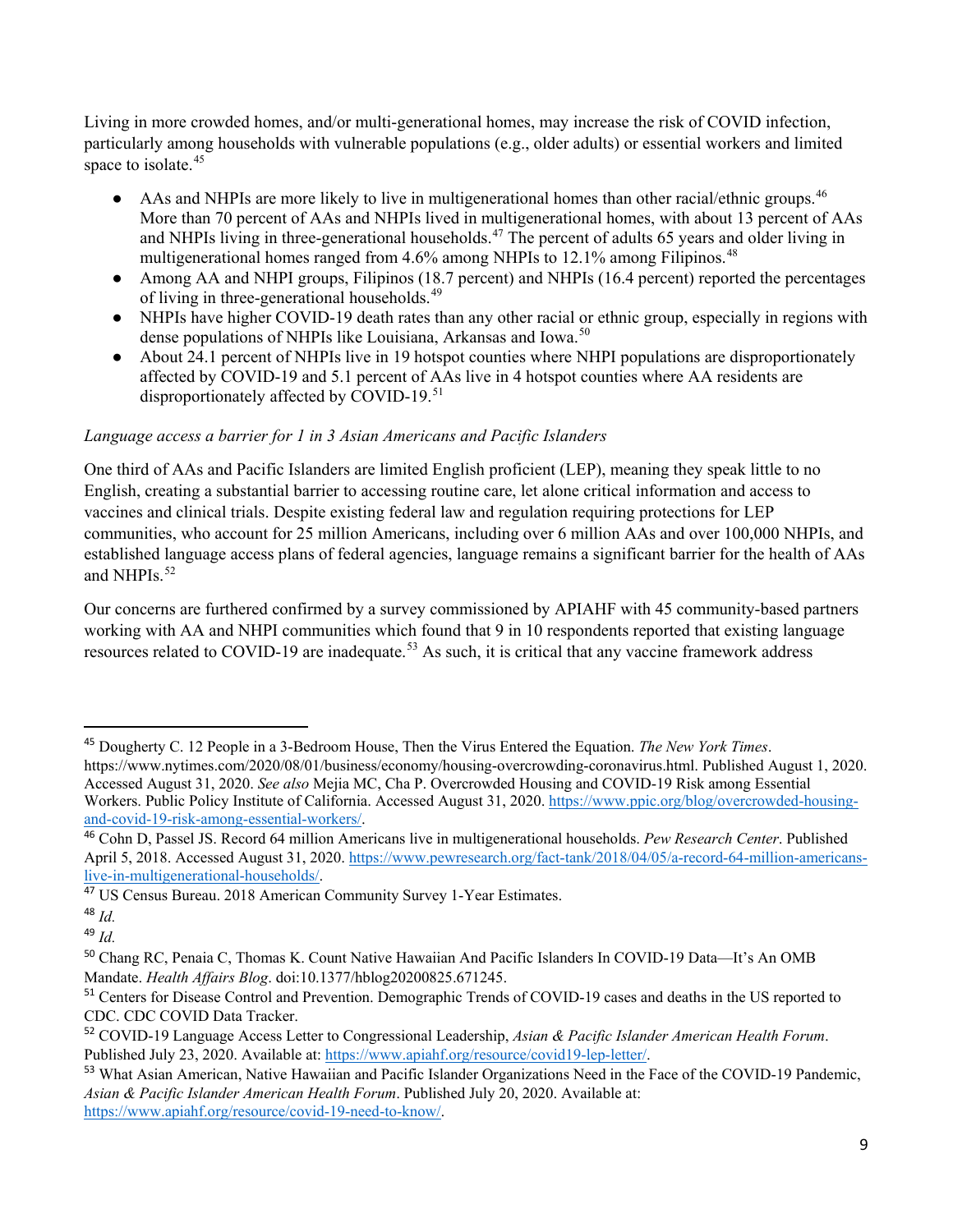Living in more crowded homes, and/or multi-generational homes, may increase the risk of COVID infection, particularly among households with vulnerable populations (e.g., older adults) or essential workers and limited space to isolate.[45]

- AAs and NHPIs are more likely to live in multigenerational homes than other racial/ethnic groups.[46] More than 70 percent of AAs and NHPIs lived in multigenerational homes, with about 13 percent of AAs and NHPIs living in three-generational households.[47] The percent of adults 65 years and older living in multigenerational homes ranged from 4.6% among NHPIs to 12.1% among Filipinos.[48]
- Among AA and NHPI groups, Filipinos (18.7 percent) and NHPIs (16.4 percent) reported the percentages of living in three-generational households.[49]
- NHPIs have higher COVID-19 death rates than any other racial or ethnic group, especially in regions with dense populations of NHPIs like Louisiana, Arkansas and Iowa.[50]
- About 24.1 percent of NHPIs live in 19 hotspot counties where NHPI populations are disproportionately affected by COVID-19 and 5.1 percent of AAs live in 4 hotspot counties where AA residents are disproportionately affected by COVID-19.[51]

*Language access a barrier for 1 in 3 Asian Americans and Pacific Islanders*

One third of AAs and Pacific Islanders are limited English proficient (LEP), meaning they speak little to no English, creating a substantial barrier to accessing routine care, let alone critical information and access to vaccines and clinical trials. Despite existing federal law and regulation requiring protections for LEP communities, who account for 25 million Americans, including over 6 million AAs and over 100,000 NHPIs, and established language access plans of federal agencies, language remains a significant barrier for the health of AAs and NHPIs.[52]

Our concerns are furthered confirmed by a survey commissioned by APIAHF with 45 community-based partners working with AA and NHPI communities which found that 9 in 10 respondents reported that existing language resources related to COVID-19 are inadequate.[53] As such, it is critical that any vaccine framework address

---

[45] Dougherty C. 12 People in a 3-Bedroom House, Then the Virus Entered the Equation. *The New York Times*. https://www.nytimes.com/2020/08/01/business/economy/housing-overcrowding-coronavirus.html. Published August 1, 2020. Accessed August 31, 2020. *See also* Mejia MC, Cha P. Overcrowded Housing and COVID-19 Risk among Essential Workers. Public Policy Institute of California. Accessed August 31, 2020. https://www.ppic.org/blog/overcrowded-housing-and-covid-19-risk-among-essential-workers/.

[46] Cohn D, Passel JS. Record 64 million Americans live in multigenerational households. *Pew Research Center*. Published April 5, 2018. Accessed August 31, 2020. https://www.pewresearch.org/fact-tank/2018/04/05/a-record-64-million-americans-live-in-multigenerational-households/.

[47] US Census Bureau. 2018 American Community Survey 1-Year Estimates.

[48] *Id.*

[49] *Id.*

[50] Chang RC, Penaia C, Thomas K. Count Native Hawaiian And Pacific Islanders In COVID-19 Data—It's An OMB Mandate. *Health Affairs Blog*. doi:10.1377/hblog20200825.671245.

[51] Centers for Disease Control and Prevention. Demographic Trends of COVID-19 cases and deaths in the US reported to CDC. CDC COVID Data Tracker.

[52] COVID-19 Language Access Letter to Congressional Leadership, *Asian & Pacific Islander American Health Forum*. Published July 23, 2020. Available at: https://www.apiahf.org/resource/covid19-lep-letter/.

[53] What Asian American, Native Hawaiian and Pacific Islander Organizations Need in the Face of the COVID-19 Pandemic, *Asian & Pacific Islander American Health Forum*. Published July 20, 2020. Available at: https://www.apiahf.org/resource/covid-19-need-to-know/.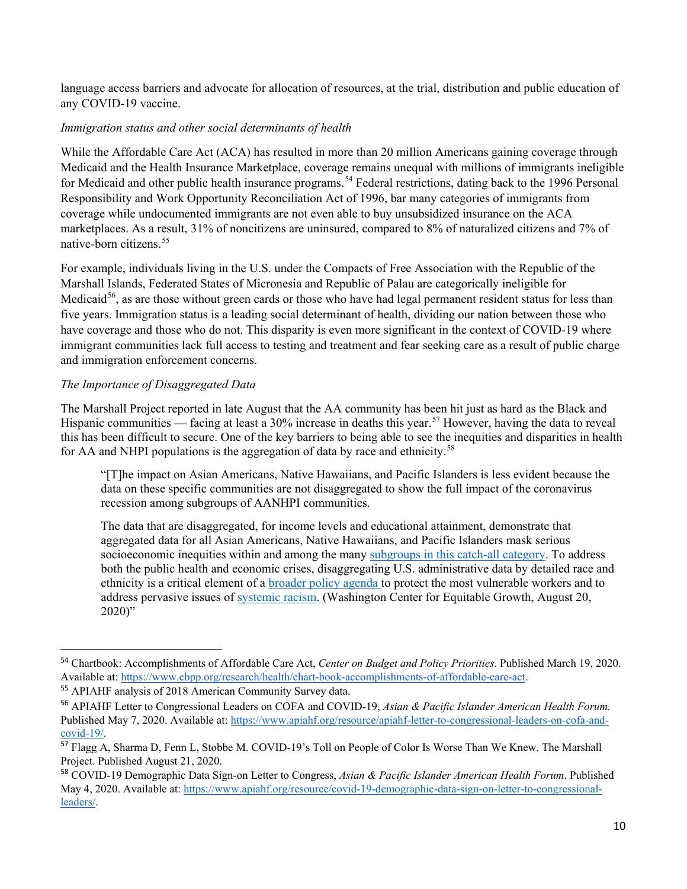language access barriers and advocate for allocation of resources, at the trial, distribution and public education of any COVID-19 vaccine.

*Immigration status and other social determinants of health*

While the Affordable Care Act (ACA) has resulted in more than 20 million Americans gaining coverage through Medicaid and the Health Insurance Marketplace, coverage remains unequal with millions of immigrants ineligible for Medicaid and other public health insurance programs.[54] Federal restrictions, dating back to the 1996 Personal Responsibility and Work Opportunity Reconciliation Act of 1996, bar many categories of immigrants from coverage while undocumented immigrants are not even able to buy unsubsidized insurance on the ACA marketplaces. As a result, 31% of noncitizens are uninsured, compared to 8% of naturalized citizens and 7% of native-born citizens.[55]

For example, individuals living in the U.S. under the Compacts of Free Association with the Republic of the Marshall Islands, Federated States of Micronesia and Republic of Palau are categorically ineligible for Medicaid[56], as are those without green cards or those who have had legal permanent resident status for less than five years. Immigration status is a leading social determinant of health, dividing our nation between those who have coverage and those who do not. This disparity is even more significant in the context of COVID-19 where immigrant communities lack full access to testing and treatment and fear seeking care as a result of public charge and immigration enforcement concerns.

*The Importance of Disaggregated Data*

The Marshall Project reported in late August that the AA community has been hit just as hard as the Black and Hispanic communities — facing at least a 30% increase in deaths this year.[57] However, having the data to reveal this has been difficult to secure. One of the key barriers to being able to see the inequities and disparities in health for AA and NHPI populations is the aggregation of data by race and ethnicity.[58]

> "[T]he impact on Asian Americans, Native Hawaiians, and Pacific Islanders is less evident because the data on these specific communities are not disaggregated to show the full impact of the coronavirus recession among subgroups of AANHPI communities.
>
> The data that are disaggregated, for income levels and educational attainment, demonstrate that aggregated data for all Asian Americans, Native Hawaiians, and Pacific Islanders mask serious socioeconomic inequities within and among the many subgroups in this catch-all category. To address both the public health and economic crises, disaggregating U.S. administrative data by detailed race and ethnicity is a critical element of a broader policy agenda to protect the most vulnerable workers and to address pervasive issues of systemic racism. (Washington Center for Equitable Growth, August 20, 2020)"

---

[54] Chartbook: Accomplishments of Affordable Care Act, *Center on Budget and Policy Priorities*. Published March 19, 2020. Available at: https://www.cbpp.org/research/health/chart-book-accomplishments-of-affordable-care-act.

[55] APIAHF analysis of 2018 American Community Survey data.

[56] APIAHF Letter to Congressional Leaders on COFA and COVID-19, *Asian & Pacific Islander American Health Forum.* Published May 7, 2020. Available at: https://www.apiahf.org/resource/apiahf-letter-to-congressional-leaders-on-cofa-and-covid-19/.

[57] Flagg A, Sharma D, Fenn L, Stobbe M. COVID-19's Toll on People of Color Is Worse Than We Knew. The Marshall Project. Published August 21, 2020.

[58] COVID-19 Demographic Data Sign-on Letter to Congress, *Asian & Pacific Islander American Health Forum*. Published May 4, 2020. Available at: https://www.apiahf.org/resource/covid-19-demographic-data-sign-on-letter-to-congressional-leaders/.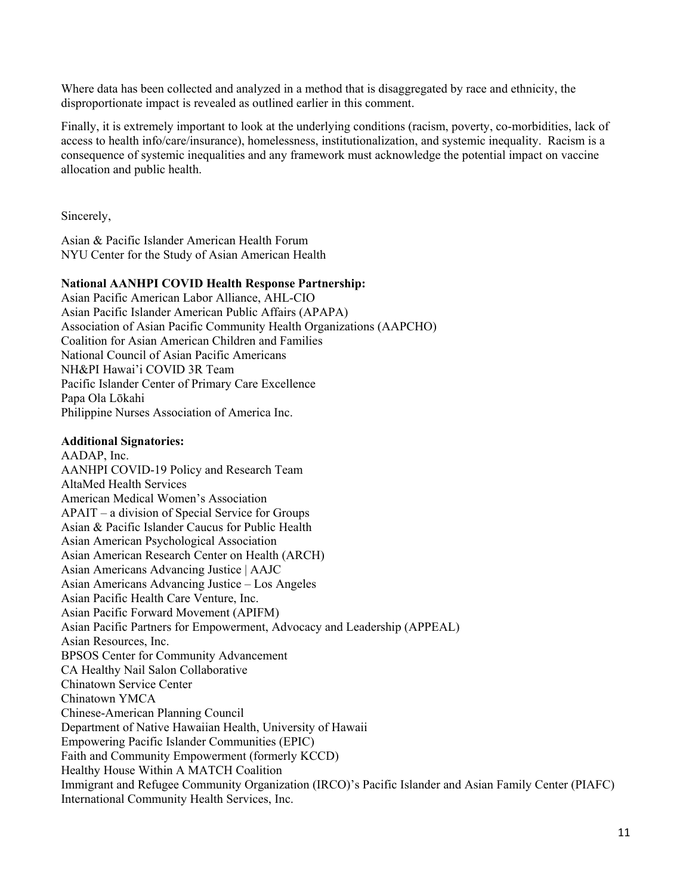Where data has been collected and analyzed in a method that is disaggregated by race and ethnicity, the disproportionate impact is revealed as outlined earlier in this comment.

Finally, it is extremely important to look at the underlying conditions (racism, poverty, co-morbidities, lack of access to health info/care/insurance), homelessness, institutionalization, and systemic inequality. Racism is a consequence of systemic inequalities and any framework must acknowledge the potential impact on vaccine allocation and public health.

Sincerely,

Asian & Pacific Islander American Health Forum  
NYU Center for the Study of Asian American Health

**National AANHPI COVID Health Response Partnership:**  
Asian Pacific American Labor Alliance, AHL-CIO  
Asian Pacific Islander American Public Affairs (APAPA)  
Association of Asian Pacific Community Health Organizations (AAPCHO)  
Coalition for Asian American Children and Families  
National Council of Asian Pacific Americans  
NH&PI Hawai'i COVID 3R Team  
Pacific Islander Center of Primary Care Excellence  
Papa Ola Lōkahi  
Philippine Nurses Association of America Inc.

**Additional Signatories:**  
AADAP, Inc.  
AANHPI COVID-19 Policy and Research Team  
AltaMed Health Services  
American Medical Women's Association  
APAIT – a division of Special Service for Groups  
Asian & Pacific Islander Caucus for Public Health  
Asian American Psychological Association  
Asian American Research Center on Health (ARCH)  
Asian Americans Advancing Justice | AAJC  
Asian Americans Advancing Justice – Los Angeles  
Asian Pacific Health Care Venture, Inc.  
Asian Pacific Forward Movement (APIFM)  
Asian Pacific Partners for Empowerment, Advocacy and Leadership (APPEAL)  
Asian Resources, Inc.  
BPSOS Center for Community Advancement  
CA Healthy Nail Salon Collaborative  
Chinatown Service Center  
Chinatown YMCA  
Chinese-American Planning Council  
Department of Native Hawaiian Health, University of Hawaii  
Empowering Pacific Islander Communities (EPIC)  
Faith and Community Empowerment (formerly KCCD)  
Healthy House Within A MATCH Coalition  
Immigrant and Refugee Community Organization (IRCO)'s Pacific Islander and Asian Family Center (PIAFC)  
International Community Health Services, Inc.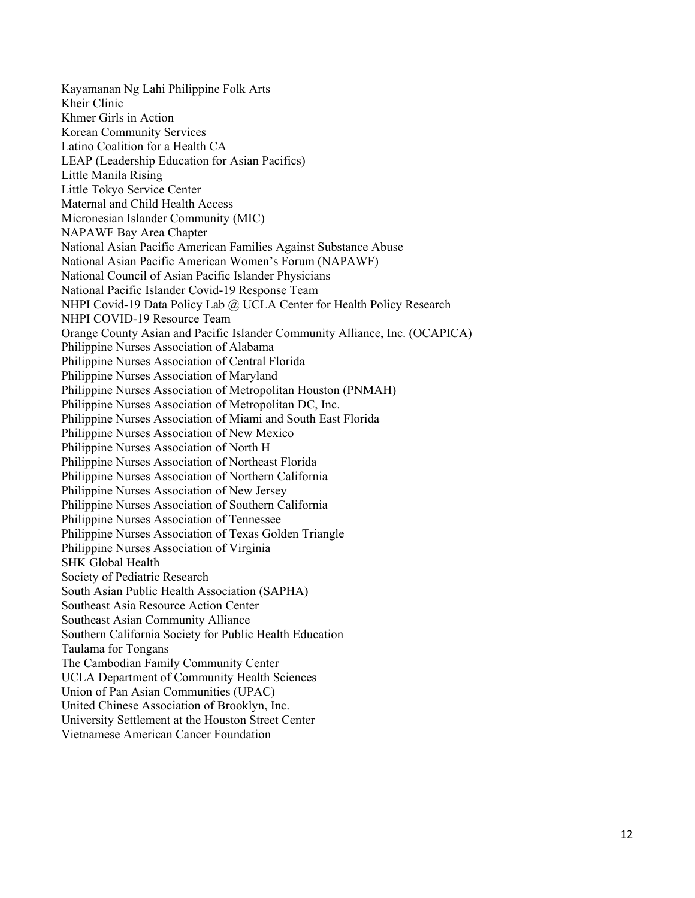Kayamanan Ng Lahi Philippine Folk Arts
Kheir Clinic
Khmer Girls in Action
Korean Community Services
Latino Coalition for a Health CA
LEAP (Leadership Education for Asian Pacifics)
Little Manila Rising
Little Tokyo Service Center
Maternal and Child Health Access
Micronesian Islander Community (MIC)
NAPAWF Bay Area Chapter
National Asian Pacific American Families Against Substance Abuse
National Asian Pacific American Women's Forum (NAPAWF)
National Council of Asian Pacific Islander Physicians
National Pacific Islander Covid-19 Response Team
NHPI Covid-19 Data Policy Lab @ UCLA Center for Health Policy Research
NHPI COVID-19 Resource Team
Orange County Asian and Pacific Islander Community Alliance, Inc. (OCAPICA)
Philippine Nurses Association of Alabama
Philippine Nurses Association of Central Florida
Philippine Nurses Association of Maryland
Philippine Nurses Association of Metropolitan Houston (PNMAH)
Philippine Nurses Association of Metropolitan DC, Inc.
Philippine Nurses Association of Miami and South East Florida
Philippine Nurses Association of New Mexico
Philippine Nurses Association of North H
Philippine Nurses Association of Northeast Florida
Philippine Nurses Association of Northern California
Philippine Nurses Association of New Jersey
Philippine Nurses Association of Southern California
Philippine Nurses Association of Tennessee
Philippine Nurses Association of Texas Golden Triangle
Philippine Nurses Association of Virginia
SHK Global Health
Society of Pediatric Research
South Asian Public Health Association (SAPHA)
Southeast Asia Resource Action Center
Southeast Asian Community Alliance
Southern California Society for Public Health Education
Taulama for Tongans
The Cambodian Family Community Center
UCLA Department of Community Health Sciences
Union of Pan Asian Communities (UPAC)
United Chinese Association of Brooklyn, Inc.
University Settlement at the Houston Street Center
Vietnamese American Cancer Foundation